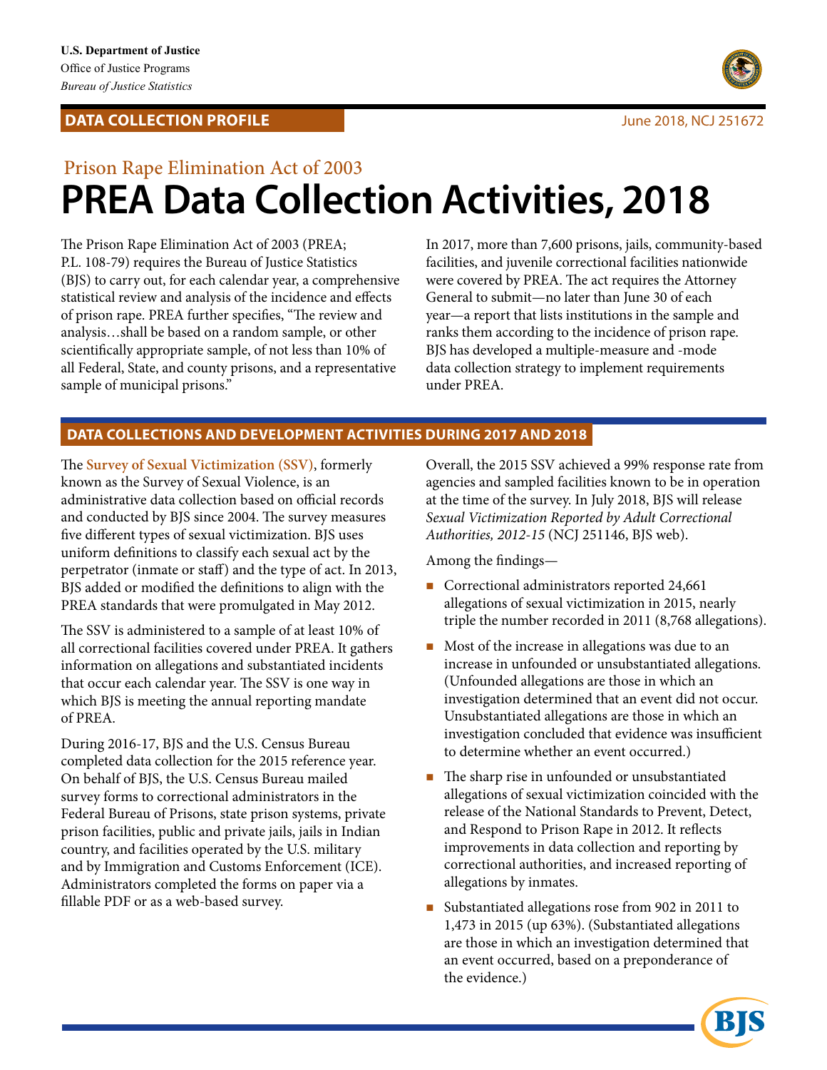U.S. Department of Justice
Office of Justice Programs
*Bureau of Justice Statistics*

**DATA COLLECTION PROFILE**

June 2018, NCJ 251672

Prison Rape Elimination Act of 2003

# PREA Data Collection Activities, 2018

The Prison Rape Elimination Act of 2003 (PREA; P.L. 108-79) requires the Bureau of Justice Statistics (BJS) to carry out, for each calendar year, a comprehensive statistical review and analysis of the incidence and effects of prison rape. PREA further specifies, "The review and analysis…shall be based on a random sample, or other scientifically appropriate sample, of not less than 10% of all Federal, State, and county prisons, and a representative sample of municipal prisons."

In 2017, more than 7,600 prisons, jails, community-based facilities, and juvenile correctional facilities nationwide were covered by PREA. The act requires the Attorney General to submit—no later than June 30 of each year—a report that lists institutions in the sample and ranks them according to the incidence of prison rape. BJS has developed a multiple-measure and -mode data collection strategy to implement requirements under PREA.

## DATA COLLECTIONS AND DEVELOPMENT ACTIVITIES DURING 2017 AND 2018

The **Survey of Sexual Victimization (SSV)**, formerly known as the Survey of Sexual Violence, is an administrative data collection based on official records and conducted by BJS since 2004. The survey measures five different types of sexual victimization. BJS uses uniform definitions to classify each sexual act by the perpetrator (inmate or staff) and the type of act. In 2013, BJS added or modified the definitions to align with the PREA standards that were promulgated in May 2012.

The SSV is administered to a sample of at least 10% of all correctional facilities covered under PREA. It gathers information on allegations and substantiated incidents that occur each calendar year. The SSV is one way in which BJS is meeting the annual reporting mandate of PREA.

During 2016-17, BJS and the U.S. Census Bureau completed data collection for the 2015 reference year. On behalf of BJS, the U.S. Census Bureau mailed survey forms to correctional administrators in the Federal Bureau of Prisons, state prison systems, private prison facilities, public and private jails, jails in Indian country, and facilities operated by the U.S. military and by Immigration and Customs Enforcement (ICE). Administrators completed the forms on paper via a fillable PDF or as a web-based survey.

Overall, the 2015 SSV achieved a 99% response rate from agencies and sampled facilities known to be in operation at the time of the survey. In July 2018, BJS will release *Sexual Victimization Reported by Adult Correctional Authorities, 2012-15* (NCJ 251146, BJS web).

Among the findings—

- Correctional administrators reported 24,661 allegations of sexual victimization in 2015, nearly triple the number recorded in 2011 (8,768 allegations).
- Most of the increase in allegations was due to an increase in unfounded or unsubstantiated allegations. (Unfounded allegations are those in which an investigation determined that an event did not occur. Unsubstantiated allegations are those in which an investigation concluded that evidence was insufficient to determine whether an event occurred.)
- The sharp rise in unfounded or unsubstantiated allegations of sexual victimization coincided with the release of the National Standards to Prevent, Detect, and Respond to Prison Rape in 2012. It reflects improvements in data collection and reporting by correctional authorities, and increased reporting of allegations by inmates.
- Substantiated allegations rose from 902 in 2011 to 1,473 in 2015 (up 63%). (Substantiated allegations are those in which an investigation determined that an event occurred, based on a preponderance of the evidence.)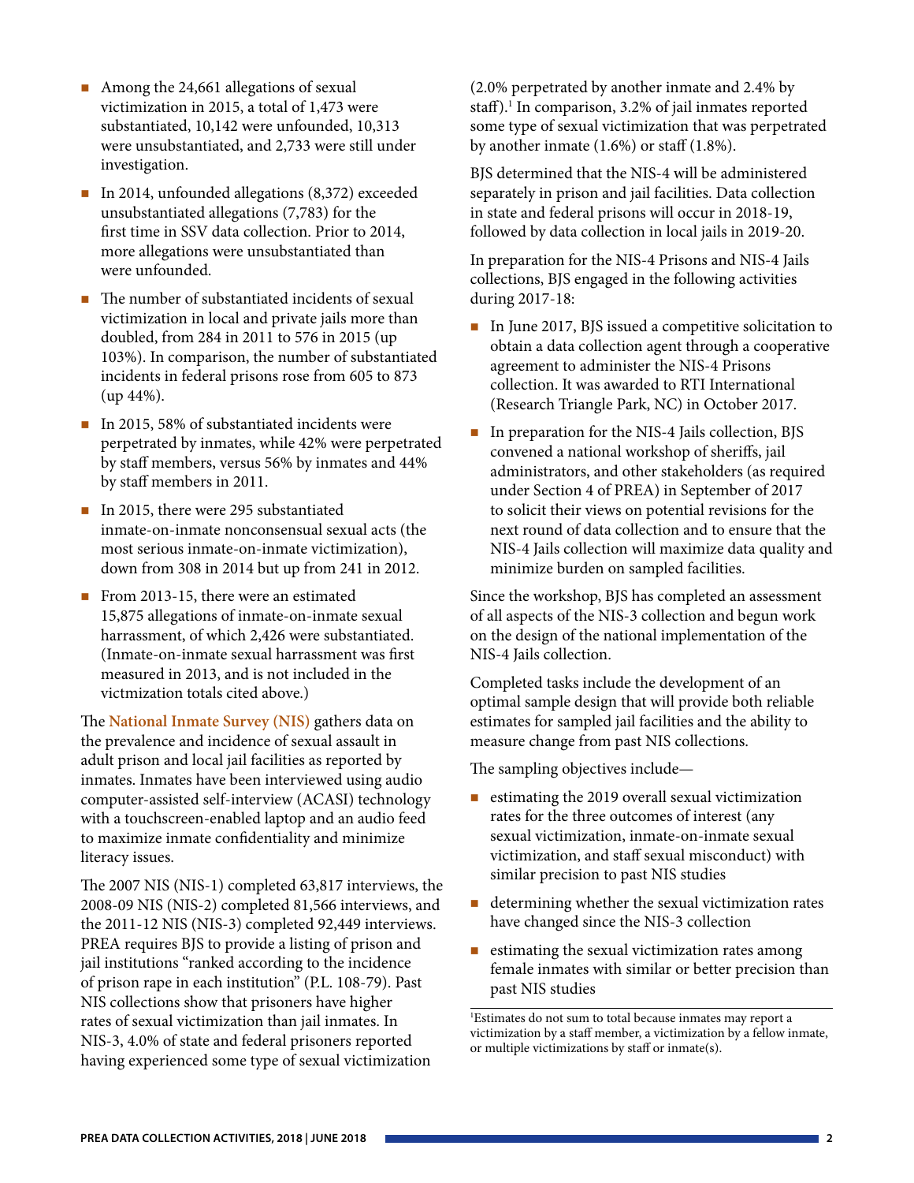- Among the 24,661 allegations of sexual victimization in 2015, a total of 1,473 were substantiated, 10,142 were unfounded, 10,313 were unsubstantiated, and 2,733 were still under investigation.
- In 2014, unfounded allegations (8,372) exceeded unsubstantiated allegations (7,783) for the first time in SSV data collection. Prior to 2014, more allegations were unsubstantiated than were unfounded.
- The number of substantiated incidents of sexual victimization in local and private jails more than doubled, from 284 in 2011 to 576 in 2015 (up 103%). In comparison, the number of substantiated incidents in federal prisons rose from 605 to 873 (up 44%).
- In 2015, 58% of substantiated incidents were perpetrated by inmates, while 42% were perpetrated by staff members, versus 56% by inmates and 44% by staff members in 2011.
- In 2015, there were 295 substantiated inmate-on-inmate nonconsensual sexual acts (the most serious inmate-on-inmate victimization), down from 308 in 2014 but up from 241 in 2012.
- From 2013-15, there were an estimated 15,875 allegations of inmate-on-inmate sexual harrassment, of which 2,426 were substantiated. (Inmate-on-inmate sexual harrassment was first measured in 2013, and is not included in the victmization totals cited above.)

The **National Inmate Survey (NIS)** gathers data on the prevalence and incidence of sexual assault in adult prison and local jail facilities as reported by inmates. Inmates have been interviewed using audio computer-assisted self-interview (ACASI) technology with a touchscreen-enabled laptop and an audio feed to maximize inmate confidentiality and minimize literacy issues.

The 2007 NIS (NIS-1) completed 63,817 interviews, the 2008-09 NIS (NIS-2) completed 81,566 interviews, and the 2011-12 NIS (NIS-3) completed 92,449 interviews. PREA requires BJS to provide a listing of prison and jail institutions "ranked according to the incidence of prison rape in each institution" (P.L. 108-79). Past NIS collections show that prisoners have higher rates of sexual victimization than jail inmates. In NIS-3, 4.0% of state and federal prisoners reported having experienced some type of sexual victimization (2.0% perpetrated by another inmate and 2.4% by staff).[1] In comparison, 3.2% of jail inmates reported some type of sexual victimization that was perpetrated by another inmate (1.6%) or staff (1.8%).

BJS determined that the NIS-4 will be administered separately in prison and jail facilities. Data collection in state and federal prisons will occur in 2018-19, followed by data collection in local jails in 2019-20.

In preparation for the NIS-4 Prisons and NIS-4 Jails collections, BJS engaged in the following activities during 2017-18:

- In June 2017, BJS issued a competitive solicitation to obtain a data collection agent through a cooperative agreement to administer the NIS-4 Prisons collection. It was awarded to RTI International (Research Triangle Park, NC) in October 2017.
- In preparation for the NIS-4 Jails collection, BJS convened a national workshop of sheriffs, jail administrators, and other stakeholders (as required under Section 4 of PREA) in September of 2017 to solicit their views on potential revisions for the next round of data collection and to ensure that the NIS-4 Jails collection will maximize data quality and minimize burden on sampled facilities.

Since the workshop, BJS has completed an assessment of all aspects of the NIS-3 collection and begun work on the design of the national implementation of the NIS-4 Jails collection.

Completed tasks include the development of an optimal sample design that will provide both reliable estimates for sampled jail facilities and the ability to measure change from past NIS collections.

The sampling objectives include—

- estimating the 2019 overall sexual victimization rates for the three outcomes of interest (any sexual victimization, inmate-on-inmate sexual victimization, and staff sexual misconduct) with similar precision to past NIS studies
- determining whether the sexual victimization rates have changed since the NIS-3 collection
- estimating the sexual victimization rates among female inmates with similar or better precision than past NIS studies

[1]Estimates do not sum to total because inmates may report a victimization by a staff member, a victimization by a fellow inmate, or multiple victimizations by staff or inmate(s).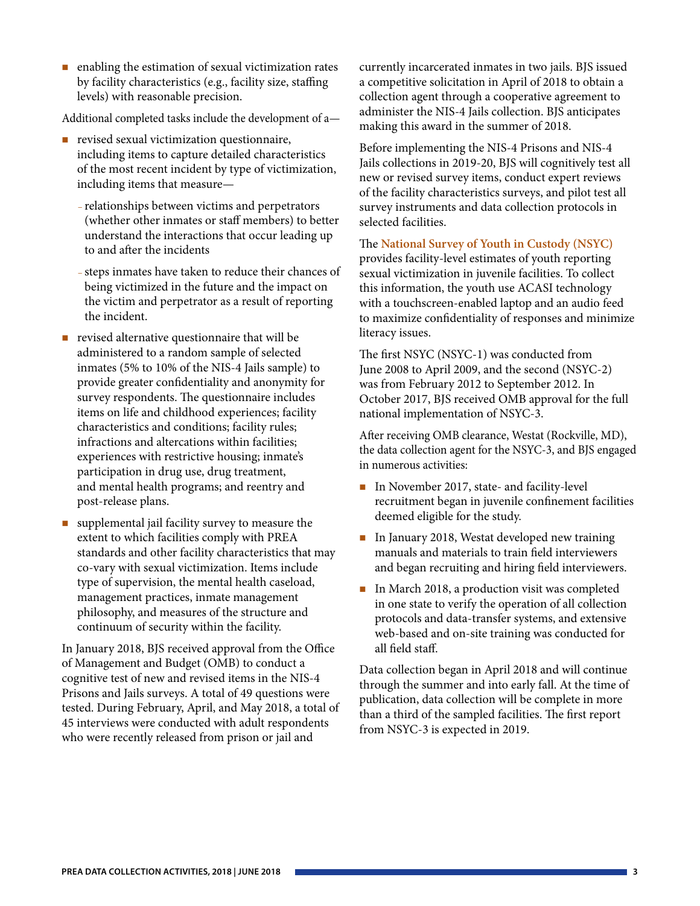- enabling the estimation of sexual victimization rates by facility characteristics (e.g., facility size, staffing levels) with reasonable precision.

Additional completed tasks include the development of a—

- revised sexual victimization questionnaire, including items to capture detailed characteristics of the most recent incident by type of victimization, including items that measure—
  - relationships between victims and perpetrators (whether other inmates or staff members) to better understand the interactions that occur leading up to and after the incidents
  - steps inmates have taken to reduce their chances of being victimized in the future and the impact on the victim and perpetrator as a result of reporting the incident.
- revised alternative questionnaire that will be administered to a random sample of selected inmates (5% to 10% of the NIS-4 Jails sample) to provide greater confidentiality and anonymity for survey respondents. The questionnaire includes items on life and childhood experiences; facility characteristics and conditions; facility rules; infractions and altercations within facilities; experiences with restrictive housing; inmate's participation in drug use, drug treatment, and mental health programs; and reentry and post-release plans.
- supplemental jail facility survey to measure the extent to which facilities comply with PREA standards and other facility characteristics that may co-vary with sexual victimization. Items include type of supervision, the mental health caseload, management practices, inmate management philosophy, and measures of the structure and continuum of security within the facility.

In January 2018, BJS received approval from the Office of Management and Budget (OMB) to conduct a cognitive test of new and revised items in the NIS-4 Prisons and Jails surveys. A total of 49 questions were tested. During February, April, and May 2018, a total of 45 interviews were conducted with adult respondents who were recently released from prison or jail and currently incarcerated inmates in two jails. BJS issued a competitive solicitation in April of 2018 to obtain a collection agent through a cooperative agreement to administer the NIS-4 Jails collection. BJS anticipates making this award in the summer of 2018.

Before implementing the NIS-4 Prisons and NIS-4 Jails collections in 2019-20, BJS will cognitively test all new or revised survey items, conduct expert reviews of the facility characteristics surveys, and pilot test all survey instruments and data collection protocols in selected facilities.

The **National Survey of Youth in Custody (NSYC)** provides facility-level estimates of youth reporting sexual victimization in juvenile facilities. To collect this information, the youth use ACASI technology with a touchscreen-enabled laptop and an audio feed to maximize confidentiality of responses and minimize literacy issues.

The first NSYC (NSYC-1) was conducted from June 2008 to April 2009, and the second (NSYC-2) was from February 2012 to September 2012. In October 2017, BJS received OMB approval for the full national implementation of NSYC-3.

After receiving OMB clearance, Westat (Rockville, MD), the data collection agent for the NSYC-3, and BJS engaged in numerous activities:

- In November 2017, state- and facility-level recruitment began in juvenile confinement facilities deemed eligible for the study.
- In January 2018, Westat developed new training manuals and materials to train field interviewers and began recruiting and hiring field interviewers.
- In March 2018, a production visit was completed in one state to verify the operation of all collection protocols and data-transfer systems, and extensive web-based and on-site training was conducted for all field staff.

Data collection began in April 2018 and will continue through the summer and into early fall. At the time of publication, data collection will be complete in more than a third of the sampled facilities. The first report from NSYC-3 is expected in 2019.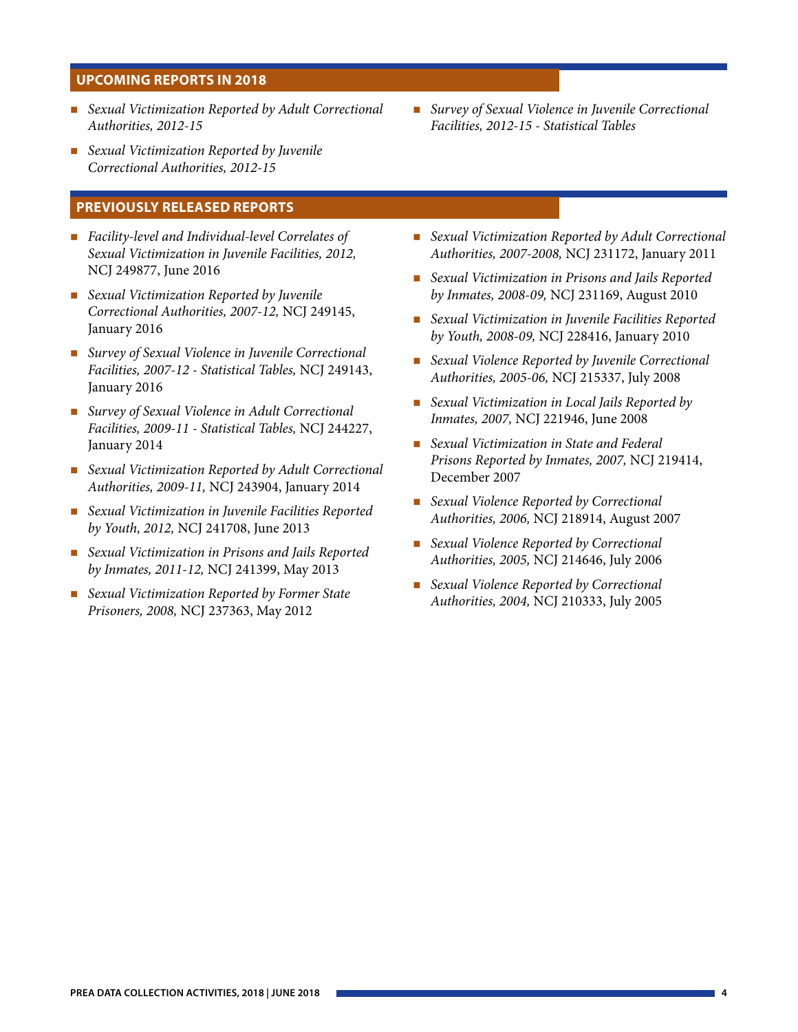## UPCOMING REPORTS IN 2018

- *Sexual Victimization Reported by Adult Correctional Authorities, 2012-15*
- *Sexual Victimization Reported by Juvenile Correctional Authorities, 2012-15*
- *Survey of Sexual Violence in Juvenile Correctional Facilities, 2012-15 - Statistical Tables*

## PREVIOUSLY RELEASED REPORTS

- *Facility-level and Individual-level Correlates of Sexual Victimization in Juvenile Facilities, 2012,* NCJ 249877, June 2016
- *Sexual Victimization Reported by Juvenile Correctional Authorities, 2007-12,* NCJ 249145, January 2016
- *Survey of Sexual Violence in Juvenile Correctional Facilities, 2007-12 - Statistical Tables,* NCJ 249143, January 2016
- *Survey of Sexual Violence in Adult Correctional Facilities, 2009-11 - Statistical Tables,* NCJ 244227, January 2014
- *Sexual Victimization Reported by Adult Correctional Authorities, 2009-11,* NCJ 243904, January 2014
- *Sexual Victimization in Juvenile Facilities Reported by Youth, 2012,* NCJ 241708, June 2013
- *Sexual Victimization in Prisons and Jails Reported by Inmates, 2011-12,* NCJ 241399, May 2013
- *Sexual Victimization Reported by Former State Prisoners, 2008,* NCJ 237363, May 2012
- *Sexual Victimization Reported by Adult Correctional Authorities, 2007-2008,* NCJ 231172, January 2011
- *Sexual Victimization in Prisons and Jails Reported by Inmates, 2008-09,* NCJ 231169, August 2010
- *Sexual Victimization in Juvenile Facilities Reported by Youth, 2008-09,* NCJ 228416, January 2010
- *Sexual Violence Reported by Juvenile Correctional Authorities, 2005-06,* NCJ 215337, July 2008
- *Sexual Victimization in Local Jails Reported by Inmates, 2007,* NCJ 221946, June 2008
- *Sexual Victimization in State and Federal Prisons Reported by Inmates, 2007,* NCJ 219414, December 2007
- *Sexual Violence Reported by Correctional Authorities, 2006,* NCJ 218914, August 2007
- *Sexual Violence Reported by Correctional Authorities, 2005,* NCJ 214646, July 2006
- *Sexual Violence Reported by Correctional Authorities, 2004,* NCJ 210333, July 2005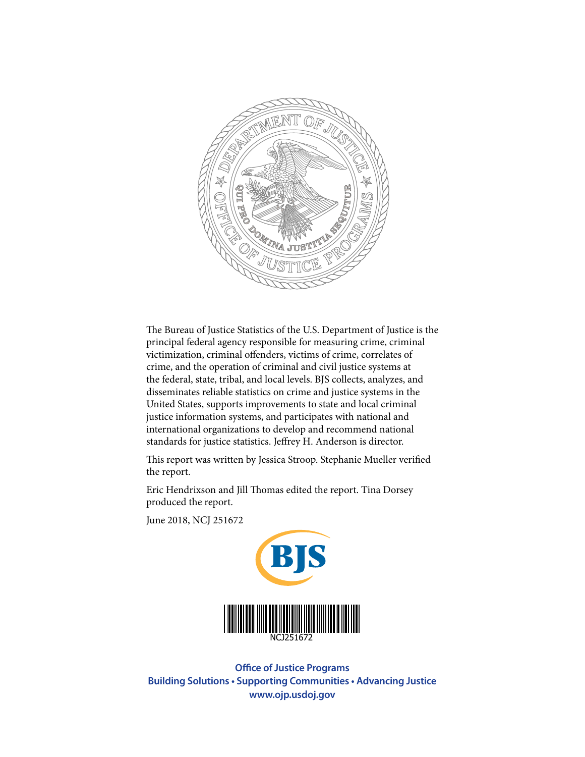The Bureau of Justice Statistics of the U.S. Department of Justice is the principal federal agency responsible for measuring crime, criminal victimization, criminal offenders, victims of crime, correlates of crime, and the operation of criminal and civil justice systems at the federal, state, tribal, and local levels. BJS collects, analyzes, and disseminates reliable statistics on crime and justice systems in the United States, supports improvements to state and local criminal justice information systems, and participates with national and international organizations to develop and recommend national standards for justice statistics. Jeffrey H. Anderson is director.

This report was written by Jessica Stroop. Stephanie Mueller verified the report.

Eric Hendrixson and Jill Thomas edited the report. Tina Dorsey produced the report.

June 2018, NCJ 251672

NCJ251672

**Office of Justice Programs**
**Building Solutions • Supporting Communities • Advancing Justice**
**www.ojp.usdoj.gov**